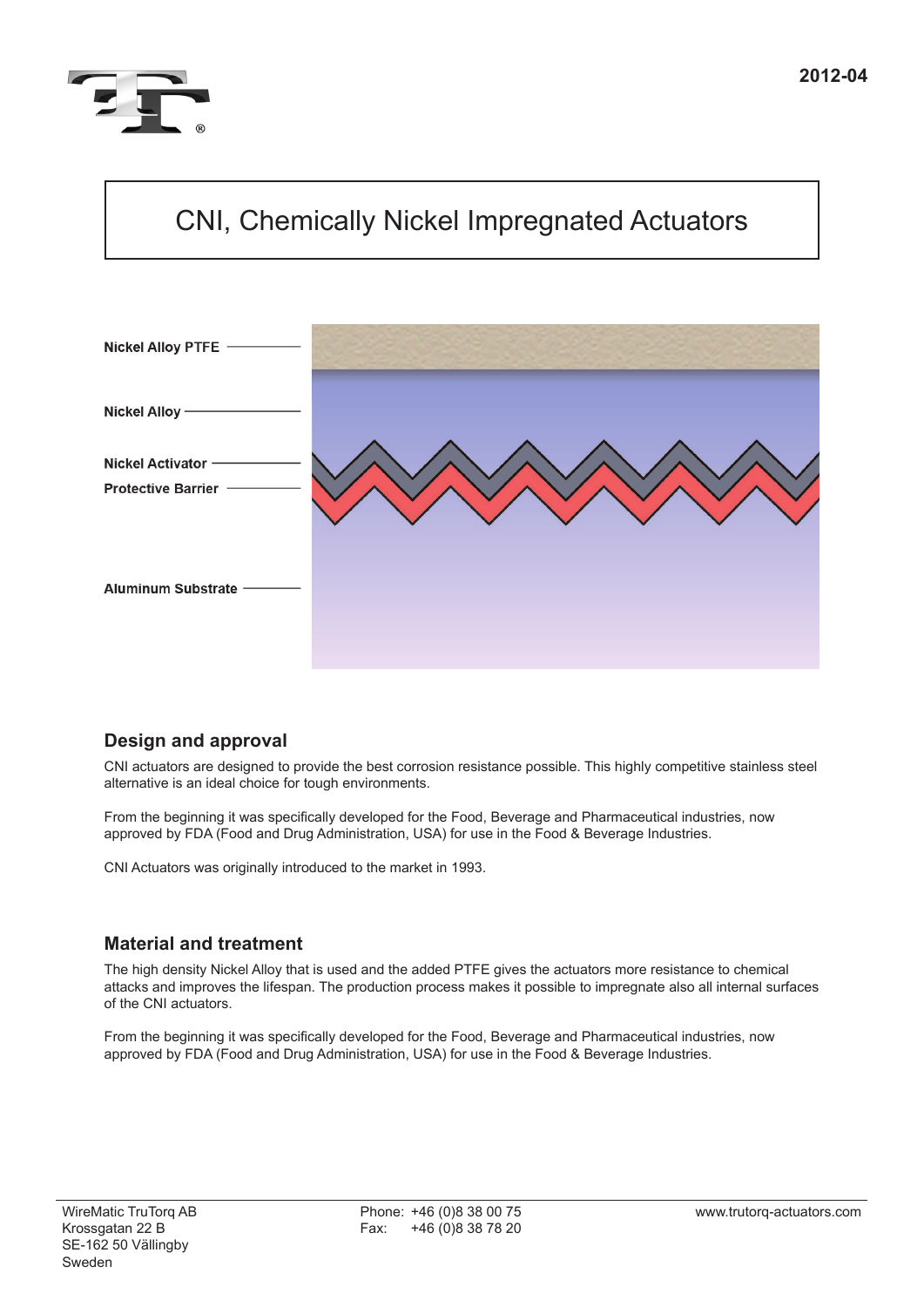2012-04

# CNI, Chemically Nickel Impregnated Actuators

Nickel Alloy PTFE

Nickel Alloy

Nickel Activator

Protective Barrier

Aluminum Substrate

## Design and approval

CNI actuators are designed to provide the best corrosion resistance possible. This highly competitive stainless steel alternative is an ideal choice for tough environments.

From the beginning it was specifically developed for the Food, Beverage and Pharmaceutical industries, now approved by FDA (Food and Drug Administration, USA) for use in the Food & Beverage Industries.

CNI Actuators was originally introduced to the market in 1993.

## Material and treatment

The high density Nickel Alloy that is used and the added PTFE gives the actuators more resistance to chemical attacks and improves the lifespan. The production process makes it possible to impregnate also all internal surfaces of the CNI actuators.

From the beginning it was specifically developed for the Food, Beverage and Pharmaceutical industries, now approved by FDA (Food and Drug Administration, USA) for use in the Food & Beverage Industries.

WireMatic TruTorq AB
Krossgatan 22 B
SE-162 50 Vällingby
Sweden

Phone: +46 (0)8 38 00 75
Fax: +46 (0)8 38 78 20

www.trutorq-actuators.com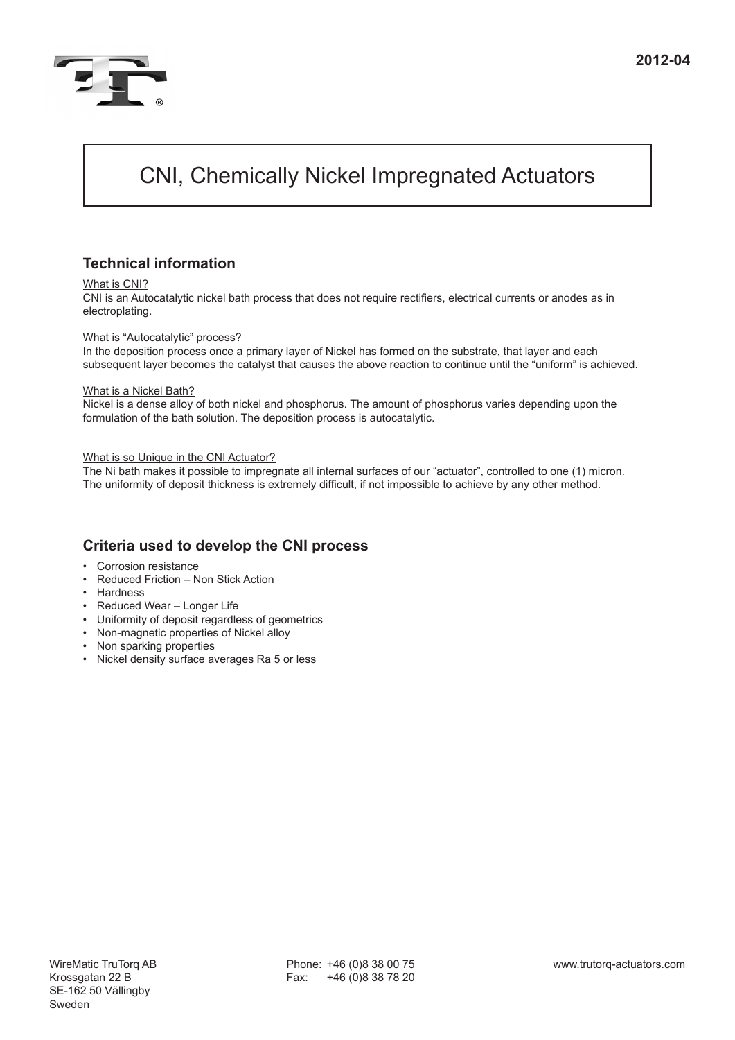# CNI, Chemically Nickel Impregnated Actuators

## Technical information

What is CNI?
CNI is an Autocatalytic nickel bath process that does not require rectifiers, electrical currents or anodes as in electroplating.

What is "Autocatalytic" process?
In the deposition process once a primary layer of Nickel has formed on the substrate, that layer and each subsequent layer becomes the catalyst that causes the above reaction to continue until the "uniform" is achieved.

What is a Nickel Bath?
Nickel is a dense alloy of both nickel and phosphorus. The amount of phosphorus varies depending upon the formulation of the bath solution. The deposition process is autocatalytic.

What is so Unique in the CNI Actuator?
The Ni bath makes it possible to impregnate all internal surfaces of our "actuator", controlled to one (1) micron. The uniformity of deposit thickness is extremely difficult, if not impossible to achieve by any other method.

## Criteria used to develop the CNI process

- Corrosion resistance
- Reduced Friction – Non Stick Action
- Hardness
- Reduced Wear – Longer Life
- Uniformity of deposit regardless of geometrics
- Non-magnetic properties of Nickel alloy
- Non sparking properties
- Nickel density surface averages Ra 5 or less